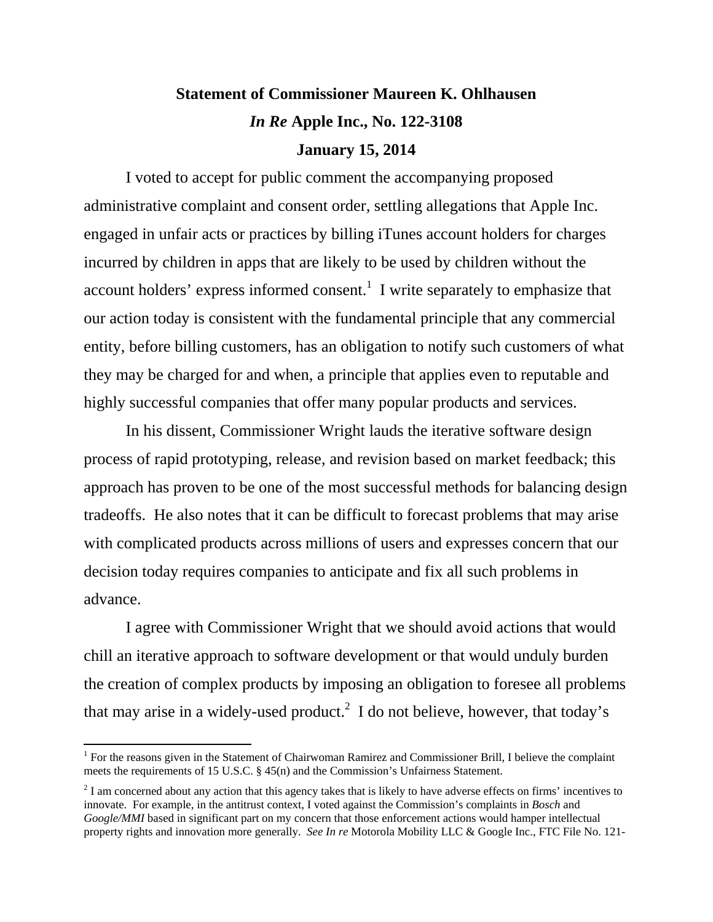**Statement of Commissioner Maureen K. Ohlhausen**

***In Re* Apple Inc., No. 122-3108**

**January 15, 2014**

I voted to accept for public comment the accompanying proposed administrative complaint and consent order, settling allegations that Apple Inc. engaged in unfair acts or practices by billing iTunes account holders for charges incurred by children in apps that are likely to be used by children without the account holders' express informed consent.[1] I write separately to emphasize that our action today is consistent with the fundamental principle that any commercial entity, before billing customers, has an obligation to notify such customers of what they may be charged for and when, a principle that applies even to reputable and highly successful companies that offer many popular products and services.

In his dissent, Commissioner Wright lauds the iterative software design process of rapid prototyping, release, and revision based on market feedback; this approach has proven to be one of the most successful methods for balancing design tradeoffs. He also notes that it can be difficult to forecast problems that may arise with complicated products across millions of users and expresses concern that our decision today requires companies to anticipate and fix all such problems in advance.

I agree with Commissioner Wright that we should avoid actions that would chill an iterative approach to software development or that would unduly burden the creation of complex products by imposing an obligation to foresee all problems that may arise in a widely-used product.[2] I do not believe, however, that today's

---

[1] For the reasons given in the Statement of Chairwoman Ramirez and Commissioner Brill, I believe the complaint meets the requirements of 15 U.S.C. § 45(n) and the Commission's Unfairness Statement.

[2] I am concerned about any action that this agency takes that is likely to have adverse effects on firms' incentives to innovate. For example, in the antitrust context, I voted against the Commission's complaints in *Bosch* and *Google/MMI* based in significant part on my concern that those enforcement actions would hamper intellectual property rights and innovation more generally. *See In re* Motorola Mobility LLC & Google Inc., FTC File No. 121-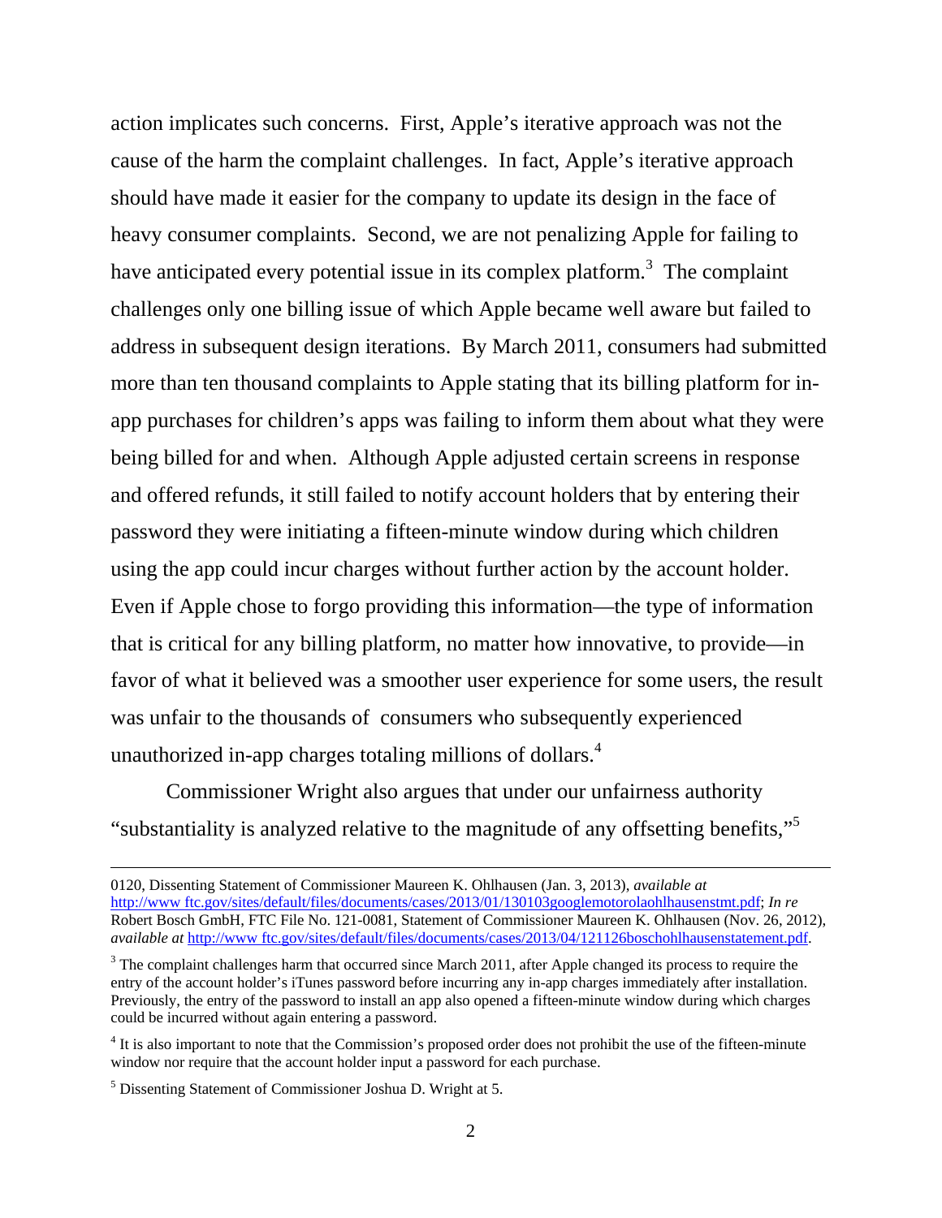action implicates such concerns. First, Apple's iterative approach was not the cause of the harm the complaint challenges. In fact, Apple's iterative approach should have made it easier for the company to update its design in the face of heavy consumer complaints. Second, we are not penalizing Apple for failing to have anticipated every potential issue in its complex platform.[3] The complaint challenges only one billing issue of which Apple became well aware but failed to address in subsequent design iterations. By March 2011, consumers had submitted more than ten thousand complaints to Apple stating that its billing platform for in-app purchases for children's apps was failing to inform them about what they were being billed for and when. Although Apple adjusted certain screens in response and offered refunds, it still failed to notify account holders that by entering their password they were initiating a fifteen-minute window during which children using the app could incur charges without further action by the account holder. Even if Apple chose to forgo providing this information—the type of information that is critical for any billing platform, no matter how innovative, to provide—in favor of what it believed was a smoother user experience for some users, the result was unfair to the thousands of consumers who subsequently experienced unauthorized in-app charges totaling millions of dollars.[4]

Commissioner Wright also argues that under our unfairness authority "substantiality is analyzed relative to the magnitude of any offsetting benefits,"[5]

---

0120, Dissenting Statement of Commissioner Maureen K. Ohlhausen (Jan. 3, 2013), *available at* http://www.ftc.gov/sites/default/files/documents/cases/2013/01/130103googlemotorolaohlhausenstmt.pdf; *In re* Robert Bosch GmbH, FTC File No. 121-0081, Statement of Commissioner Maureen K. Ohlhausen (Nov. 26, 2012), *available at* http://www.ftc.gov/sites/default/files/documents/cases/2013/04/121126boschohlhausenstatement.pdf.

[3] The complaint challenges harm that occurred since March 2011, after Apple changed its process to require the entry of the account holder's iTunes password before incurring any in-app charges immediately after installation. Previously, the entry of the password to install an app also opened a fifteen-minute window during which charges could be incurred without again entering a password.

[4] It is also important to note that the Commission's proposed order does not prohibit the use of the fifteen-minute window nor require that the account holder input a password for each purchase.

[5] Dissenting Statement of Commissioner Joshua D. Wright at 5.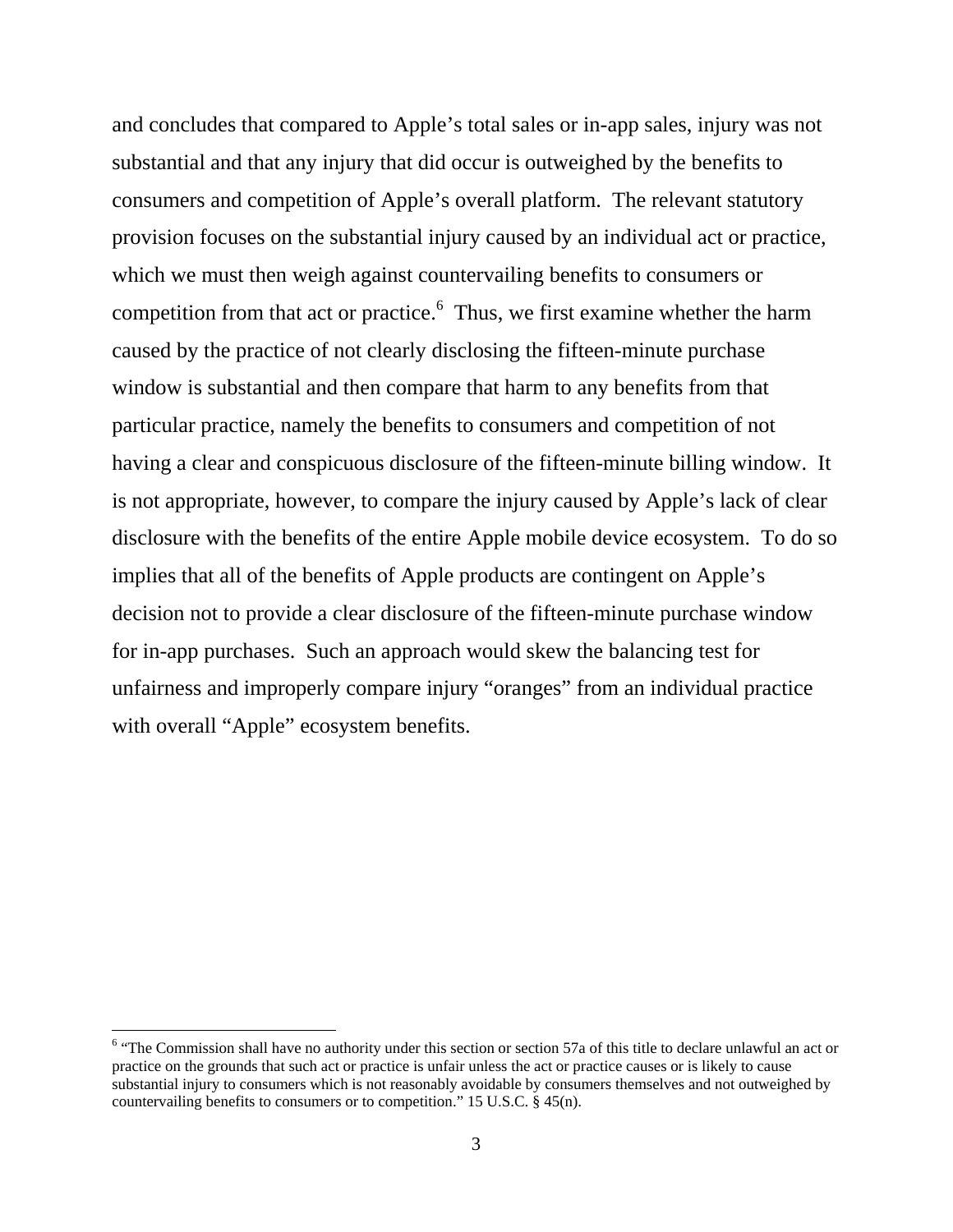and concludes that compared to Apple's total sales or in-app sales, injury was not substantial and that any injury that did occur is outweighed by the benefits to consumers and competition of Apple's overall platform. The relevant statutory provision focuses on the substantial injury caused by an individual act or practice, which we must then weigh against countervailing benefits to consumers or competition from that act or practice.[6] Thus, we first examine whether the harm caused by the practice of not clearly disclosing the fifteen-minute purchase window is substantial and then compare that harm to any benefits from that particular practice, namely the benefits to consumers and competition of not having a clear and conspicuous disclosure of the fifteen-minute billing window. It is not appropriate, however, to compare the injury caused by Apple's lack of clear disclosure with the benefits of the entire Apple mobile device ecosystem. To do so implies that all of the benefits of Apple products are contingent on Apple's decision not to provide a clear disclosure of the fifteen-minute purchase window for in-app purchases. Such an approach would skew the balancing test for unfairness and improperly compare injury "oranges" from an individual practice with overall "Apple" ecosystem benefits.

---

[6] "The Commission shall have no authority under this section or section 57a of this title to declare unlawful an act or practice on the grounds that such act or practice is unfair unless the act or practice causes or is likely to cause substantial injury to consumers which is not reasonably avoidable by consumers themselves and not outweighed by countervailing benefits to consumers or to competition." 15 U.S.C. § 45(n).